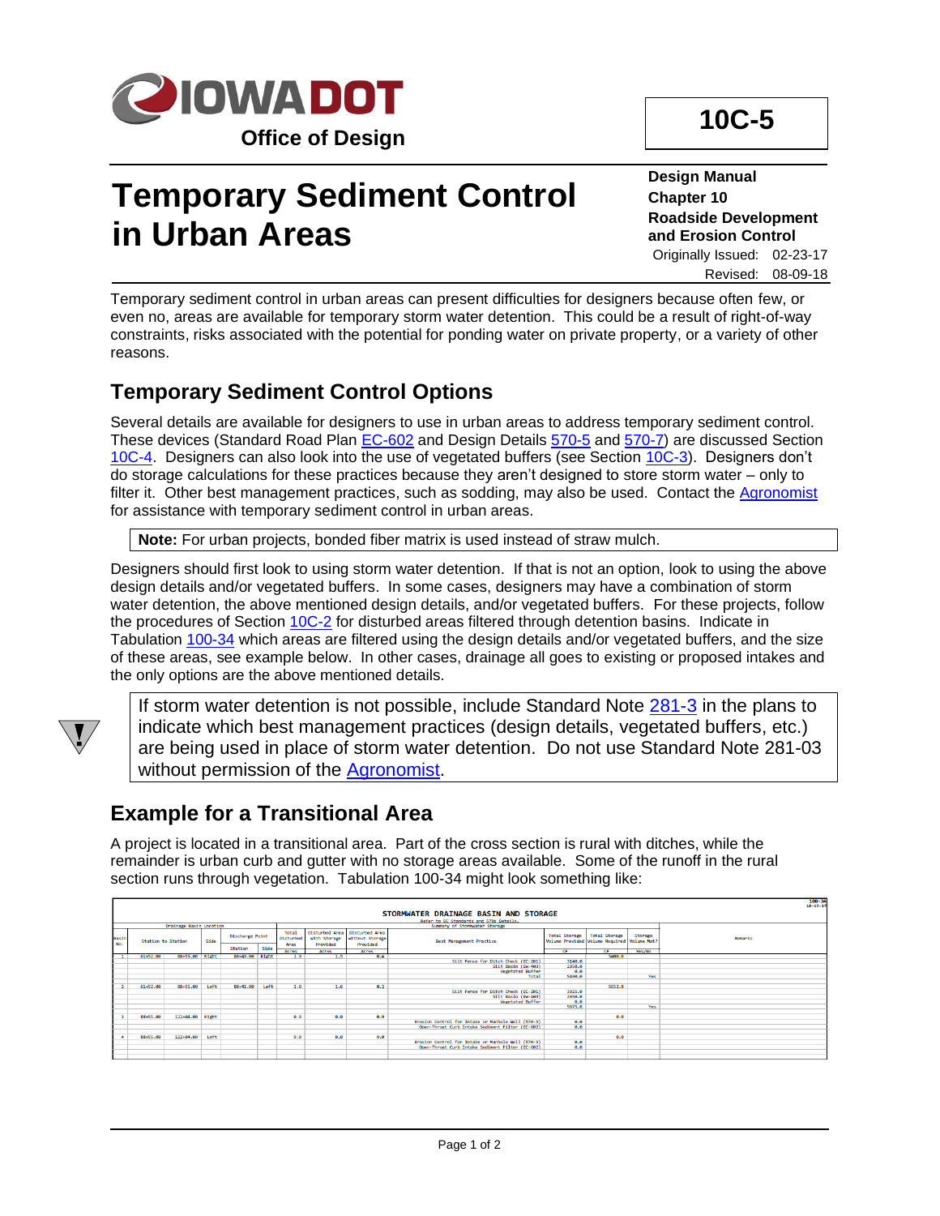# 10C-5

**Office of Design**

# Temporary Sediment Control in Urban Areas

**Design Manual**
**Chapter 10**
**Roadside Development and Erosion Control**
Originally Issued: 02-23-17
Revised: 08-09-18

Temporary sediment control in urban areas can present difficulties for designers because often few, or even no, areas are available for temporary storm water detention. This could be a result of right-of-way constraints, risks associated with the potential for ponding water on private property, or a variety of other reasons.

## Temporary Sediment Control Options

Several details are available for designers to use in urban areas to address temporary sediment control. These devices (Standard Road Plan EC-602 and Design Details 570-5 and 570-7) are discussed Section 10C-4. Designers can also look into the use of vegetated buffers (see Section 10C-3). Designers don't do storage calculations for these practices because they aren't designed to store storm water – only to filter it. Other best management practices, such as sodding, may also be used. Contact the Agronomist for assistance with temporary sediment control in urban areas.

**Note:** For urban projects, bonded fiber matrix is used instead of straw mulch.

Designers should first look to using storm water detention. If that is not an option, look to using the above design details and/or vegetated buffers. In some cases, designers may have a combination of storm water detention, the above mentioned design details, and/or vegetated buffers. For these projects, follow the procedures of Section 10C-2 for disturbed areas filtered through detention basins. Indicate in Tabulation 100-34 which areas are filtered using the design details and/or vegetated buffers, and the size of these areas, see example below. In other cases, drainage all goes to existing or proposed intakes and the only options are the above mentioned details.

If storm water detention is not possible, include Standard Note 281-3 in the plans to indicate which best management practices (design details, vegetated buffers, etc.) are being used in place of storm water detention. Do not use Standard Note 281-03 without permission of the Agronomist.

## Example for a Transitional Area

A project is located in a transitional area. Part of the cross section is rural with ditches, while the remainder is urban curb and gutter with no storage areas available. Some of the runoff in the rural section runs through vegetation. Tabulation 100-34 might look something like:

**STORMWATER DRAINAGE BASIN AND STORAGE**
Refer to EC Standards and 570 Details.
Summary of Stormwater Storage

| Basin No. | Drainage Basin Location: Station to Station | | Side | Discharge Point: Station | Side | Total Disturbed Area | Disturbed Area with Storage Provided | Disturbed Area without Storage Provided | Best Management Practice | Total Storage Volume Provided | Total Storage Volume Required | Storage Volume Met? | Remarks |
|---|---|---|---|---|---|---|---|---|---|---|---|---|---|
| | | | | | | Acres | Acres | Acres | | CF | CF | Yes/No | |
| 1 | 61+52.00 | 88+55.00 | Right | 88+49.00 | Right | 1.9 | 1.5 | 0.4 | Silt Fence for Ditch Check (EC-201) | 3140.0 | 5400.0 | | |
| | | | | | | | | | Silt Basin (EW-403) | 2850.0 | | | |
| | | | | | | | | | Vegetated Buffer | 0.0 | | | |
| | | | | | | | | | Total | 5490.0 | | Yes | |
| 2 | 61+52.00 | 88+55.00 | Left | 88+41.00 | Left | 1.8 | 1.6 | 0.2 | Silt Fence for Ditch Check (EC-201) | 3025.0 | 5652.0 | | |
| | | | | | | | | | Silt Basin (EW-403) | 2890.0 | | | |
| | | | | | | | | | Vegetated Buffer | 0.0 | | | |
| | | | | | | | | | | 5925.0 | | Yes | |
| 3 | 88+55.00 | 122+88.00 | Right | | | 0.0 | 0.0 | 0.0 | Erosion Control for Intake or Manhole Well (570-5) | 0.0 | 0.0 | | |
| | | | | | | | | | Open-Throat Curb Intake Sediment Filter (EC-602) | 0.0 | | | |
| 4 | 88+55.00 | 122+04.00 | Left | | | 0.0 | 0.0 | 0.0 | Erosion Control for Intake or Manhole Well (570-5) | 0.0 | 0.0 | | |
| | | | | | | | | | Open-Throat Curb Intake Sediment Filter (EC-602) | 0.0 | | | |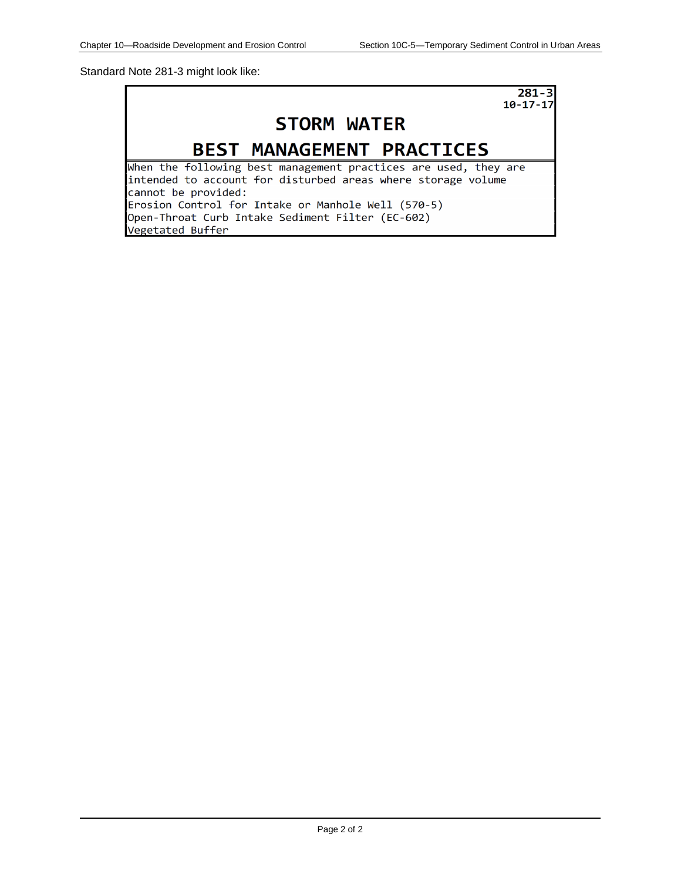Standard Note 281-3 might look like:

```
                                                    281-3
                                                 10-17-17
                    STORM WATER
            BEST MANAGEMENT PRACTICES
When the following best management practices are used, they are
intended to account for disturbed areas where storage volume
cannot be provided:
Erosion Control for Intake or Manhole Well (570-5)
Open-Throat Curb Intake Sediment Filter (EC-602)
Vegetated Buffer
```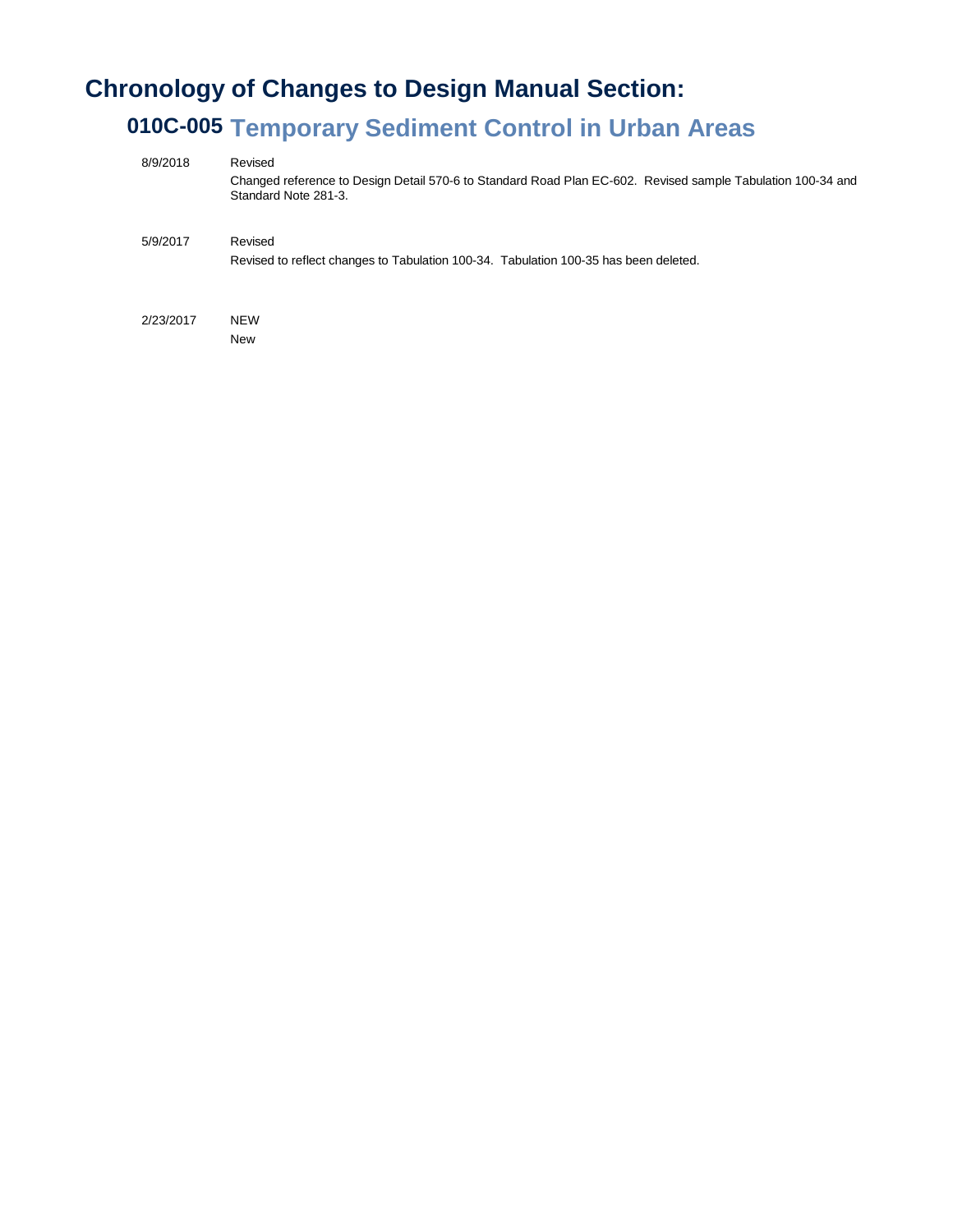# Chronology of Changes to Design Manual Section:

## 010C-005 Temporary Sediment Control in Urban Areas

8/9/2018 Revised

Changed reference to Design Detail 570-6 to Standard Road Plan EC-602. Revised sample Tabulation 100-34 and Standard Note 281-3.

5/9/2017 Revised

Revised to reflect changes to Tabulation 100-34. Tabulation 100-35 has been deleted.

2/23/2017 NEW

New